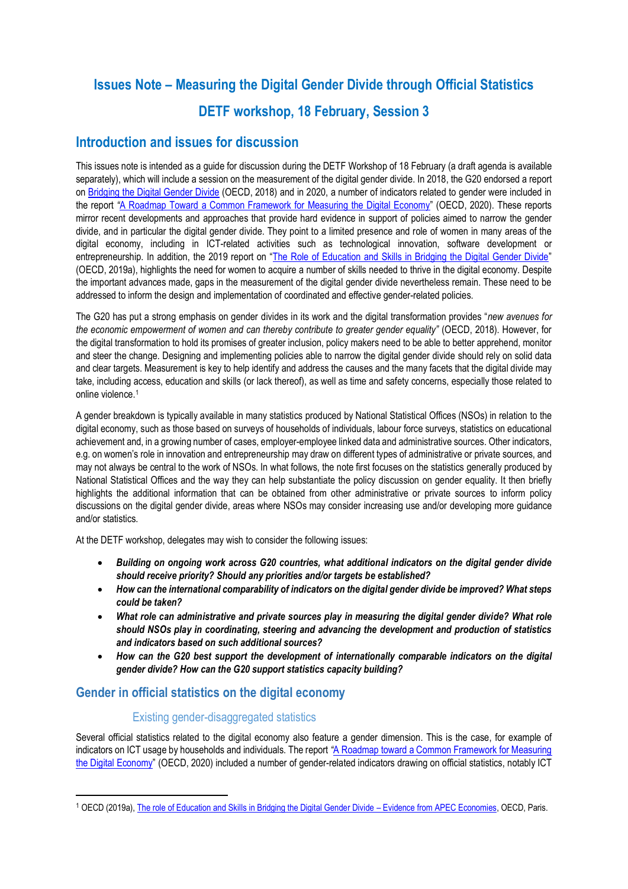# Issues Note – Measuring the Digital Gender Divide through Official Statistics

# DETF workshop, 18 February, Session 3

## Introduction and issues for discussion

This issues note is intended as a guide for discussion during the DETF Workshop of 18 February (a draft agenda is available separately), which will include a session on the measurement of the digital gender divide. In 2018, the G20 endorsed a report on Bridging the Digital Gender Divide (OECD, 2018) and in 2020, a number of indicators related to gender were included in the report "A Roadmap Toward a Common Framework for Measuring the Digital Economy" (OECD, 2020). These reports mirror recent developments and approaches that provide hard evidence in support of policies aimed to narrow the gender divide, and in particular the digital gender divide. They point to a limited presence and role of women in many areas of the digital economy, including in ICT-related activities such as technological innovation, software development or entrepreneurship. In addition, the 2019 report on "The Role of Education and Skills in Bridging the Digital Gender Divide" (OECD, 2019a), highlights the need for women to acquire a number of skills needed to thrive in the digital economy. Despite the important advances made, gaps in the measurement of the digital gender divide nevertheless remain. These need to be addressed to inform the design and implementation of coordinated and effective gender-related policies.

The G20 has put a strong emphasis on gender divides in its work and the digital transformation provides "*new avenues for the economic empowerment of women and can thereby contribute to greater gender equality"* (OECD, 2018). However, for the digital transformation to hold its promises of greater inclusion, policy makers need to be able to better apprehend, monitor and steer the change. Designing and implementing policies able to narrow the digital gender divide should rely on solid data and clear targets. Measurement is key to help identify and address the causes and the many facets that the digital divide may take, including access, education and skills (or lack thereof), as well as time and safety concerns, especially those related to online violence.[1]

A gender breakdown is typically available in many statistics produced by National Statistical Offices (NSOs) in relation to the digital economy, such as those based on surveys of households of individuals, labour force surveys, statistics on educational achievement and, in a growing number of cases, employer-employee linked data and administrative sources. Other indicators, e.g. on women's role in innovation and entrepreneurship may draw on different types of administrative or private sources, and may not always be central to the work of NSOs. In what follows, the note first focuses on the statistics generally produced by National Statistical Offices and the way they can help substantiate the policy discussion on gender equality. It then briefly highlights the additional information that can be obtained from other administrative or private sources to inform policy discussions on the digital gender divide, areas where NSOs may consider increasing use and/or developing more guidance and/or statistics.

At the DETF workshop, delegates may wish to consider the following issues:

- ***Building on ongoing work across G20 countries, what additional indicators on the digital gender divide should receive priority? Should any priorities and/or targets be established?***
- ***How can the international comparability of indicators on the digital gender divide be improved? What steps could be taken?***
- ***What role can administrative and private sources play in measuring the digital gender divide? What role should NSOs play in coordinating, steering and advancing the development and production of statistics and indicators based on such additional sources?***
- ***How can the G20 best support the development of internationally comparable indicators on the digital gender divide? How can the G20 support statistics capacity building?***

## Gender in official statistics on the digital economy

### Existing gender-disaggregated statistics

Several official statistics related to the digital economy also feature a gender dimension. This is the case, for example of indicators on ICT usage by households and individuals. The report "A Roadmap toward a Common Framework for Measuring the Digital Economy" (OECD, 2020) included a number of gender-related indicators drawing on official statistics, notably ICT

[1] OECD (2019a), The role of Education and Skills in Bridging the Digital Gender Divide – Evidence from APEC Economies, OECD, Paris.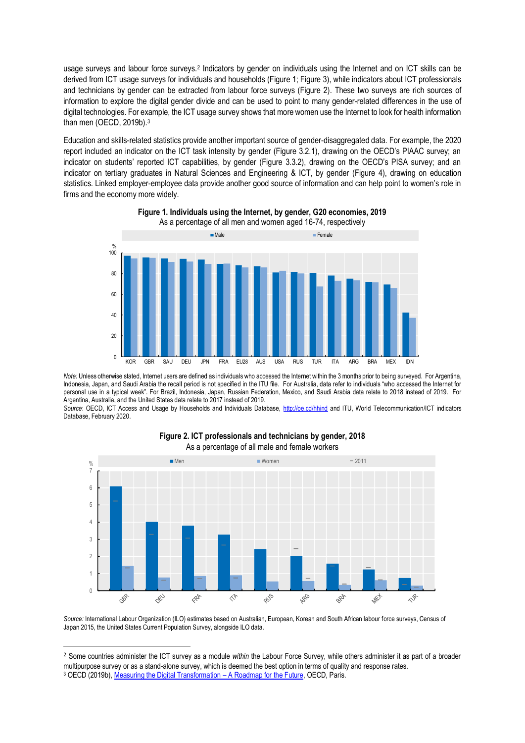usage surveys and labour force surveys.[2] Indicators by gender on individuals using the Internet and on ICT skills can be derived from ICT usage surveys for individuals and households (Figure 1; Figure 3), while indicators about ICT professionals and technicians by gender can be extracted from labour force surveys (Figure 2). These two surveys are rich sources of information to explore the digital gender divide and can be used to point to many gender-related differences in the use of digital technologies. For example, the ICT usage survey shows that more women use the Internet to look for health information than men (OECD, 2019b).[3]

Education and skills-related statistics provide another important source of gender-disaggregated data. For example, the 2020 report included an indicator on the ICT task intensity by gender (Figure 3.2.1), drawing on the OECD's PIAAC survey; an indicator on students' reported ICT capabilities, by gender (Figure 3.3.2), drawing on the OECD's PISA survey; and an indicator on tertiary graduates in Natural Sciences and Engineering & ICT, by gender (Figure 4), drawing on education statistics. Linked employer-employee data provide another good source of information and can help point to women's role in firms and the economy more widely.

**Figure 1. Individuals using the Internet, by gender, G20 economies, 2019**

As a percentage of all men and women aged 16-74, respectively

*Note:* Unless otherwise stated, Internet users are defined as individuals who accessed the Internet within the 3 months prior to being surveyed. For Argentina, Indonesia, Japan, and Saudi Arabia the recall period is not specified in the ITU file. For Australia, data refer to individuals "who accessed the Internet for personal use in a typical week". For Brazil, Indonesia, Japan, Russian Federation, Mexico, and Saudi Arabia data relate to 2018 instead of 2019. For Argentina, Australia, and the United States data relate to 2017 instead of 2019.

*Source*: OECD, ICT Access and Usage by Households and Individuals Database, http://oe.cd/hhind and ITU, World Telecommunication/ICT indicators Database, February 2020.

**Figure 2. ICT professionals and technicians by gender, 2018**

As a percentage of all male and female workers

*Source:* International Labour Organization (ILO) estimates based on Australian, European, Korean and South African labour force surveys, Census of Japan 2015, the United States Current Population Survey, alongside ILO data.

---

[2] Some countries administer the ICT survey as a module *within* the Labour Force Survey, while others administer it as part of a broader multipurpose survey or as a stand-alone survey, which is deemed the best option in terms of quality and response rates.

[3] OECD (2019b), Measuring the Digital Transformation – A Roadmap for the Future, OECD, Paris.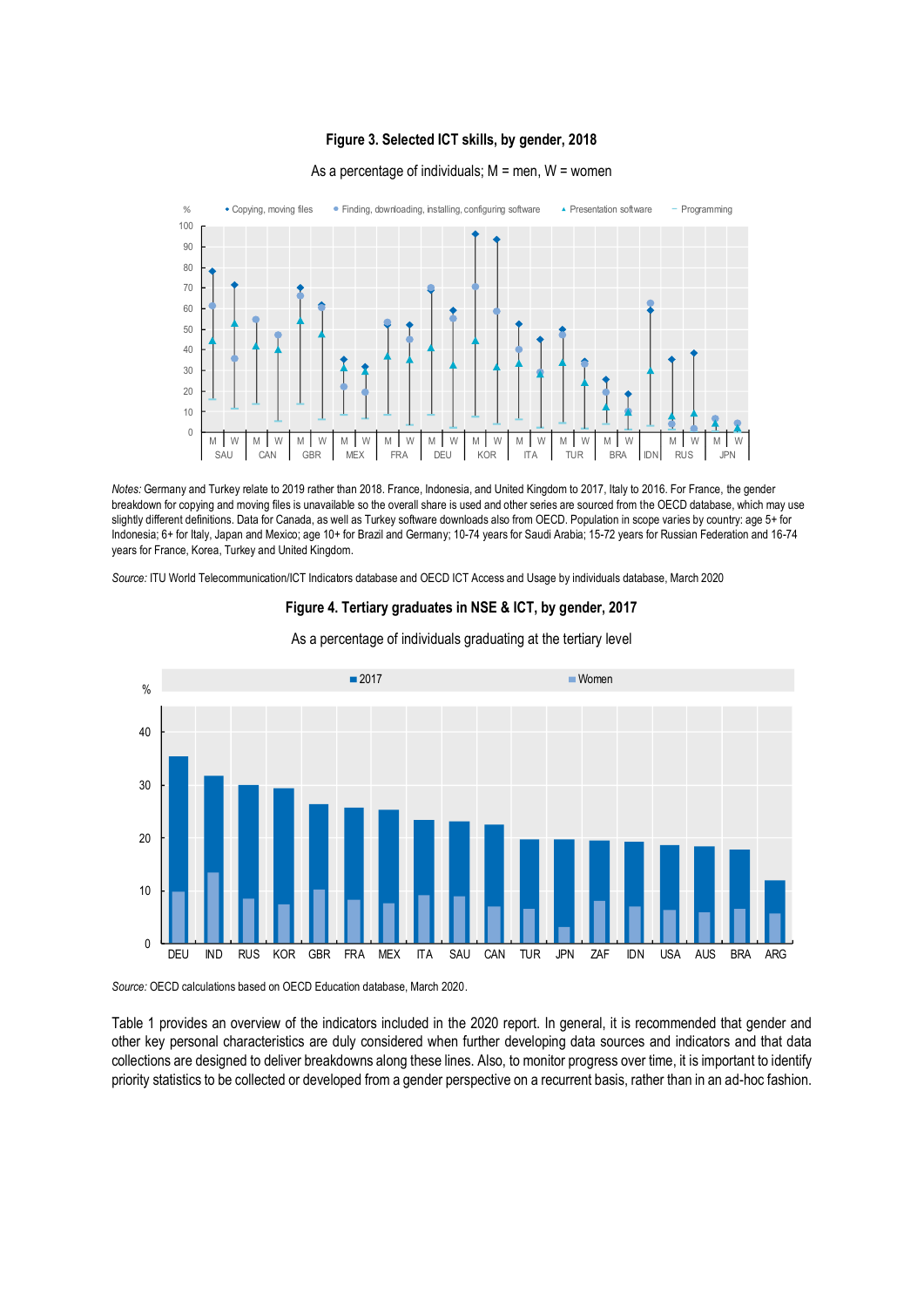**Figure 3. Selected ICT skills, by gender, 2018**

As a percentage of individuals; M = men, W = women

*Notes:* Germany and Turkey relate to 2019 rather than 2018. France, Indonesia, and United Kingdom to 2017, Italy to 2016. For France, the gender breakdown for copying and moving files is unavailable so the overall share is used and other series are sourced from the OECD database, which may use slightly different definitions. Data for Canada, as well as Turkey software downloads also from OECD. Population in scope varies by country: age 5+ for Indonesia; 6+ for Italy, Japan and Mexico; age 10+ for Brazil and Germany; 10-74 years for Saudi Arabia; 15-72 years for Russian Federation and 16-74 years for France, Korea, Turkey and United Kingdom.

*Source:* ITU World Telecommunication/ICT Indicators database and OECD ICT Access and Usage by individuals database, March 2020

**Figure 4. Tertiary graduates in NSE & ICT, by gender, 2017**

As a percentage of individuals graduating at the tertiary level

*Source:* OECD calculations based on OECD Education database, March 2020.

Table 1 provides an overview of the indicators included in the 2020 report. In general, it is recommended that gender and other key personal characteristics are duly considered when further developing data sources and indicators and that data collections are designed to deliver breakdowns along these lines. Also, to monitor progress over time, it is important to identify priority statistics to be collected or developed from a gender perspective on a recurrent basis, rather than in an ad-hoc fashion.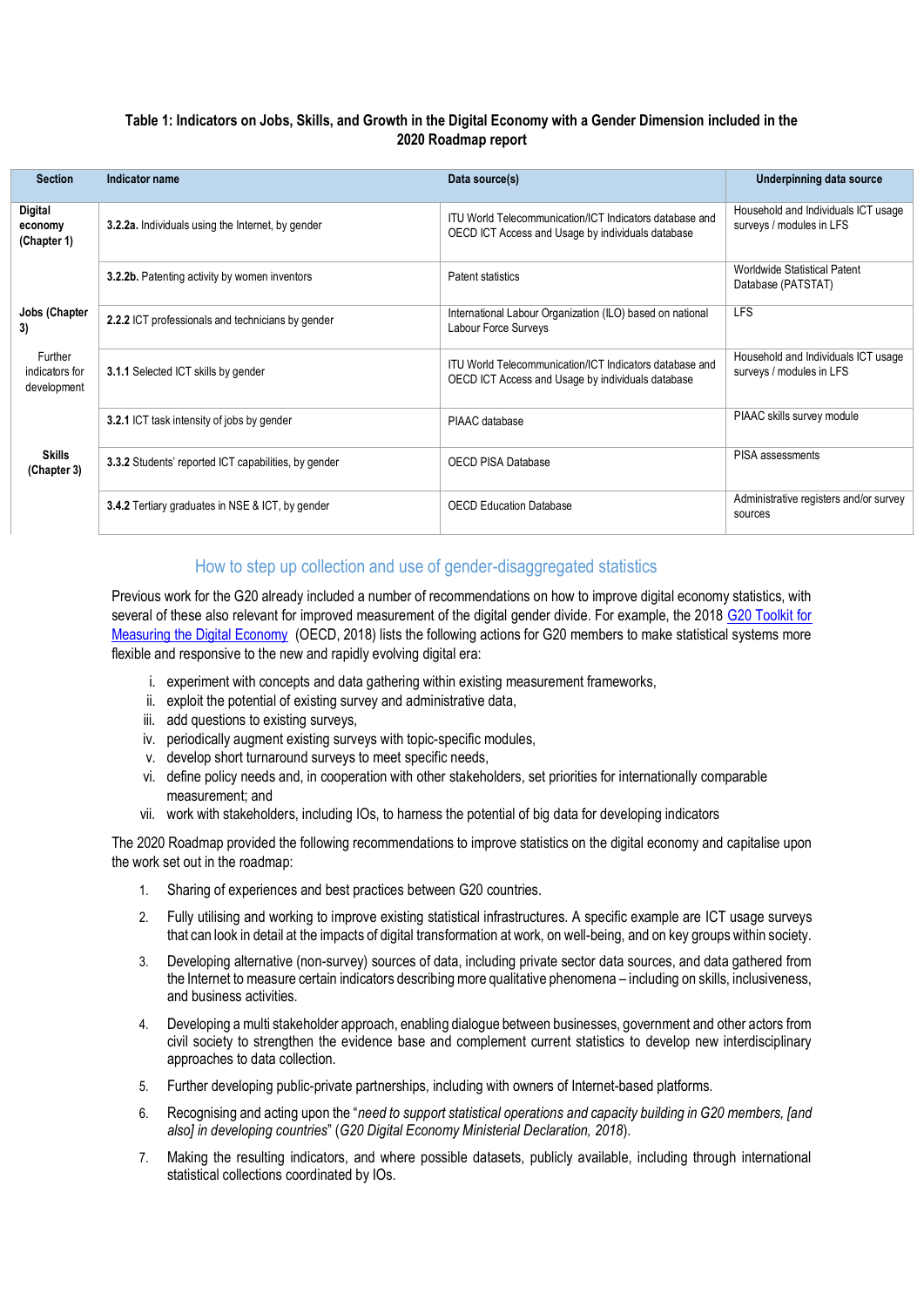**Table 1: Indicators on Jobs, Skills, and Growth in the Digital Economy with a Gender Dimension included in the 2020 Roadmap report**

| Section | Indicator name | Data source(s) | Underpinning data source |
|---|---|---|---|
| **Digital economy (Chapter 1)** | **3.2.2a.** Individuals using the Internet, by gender | ITU World Telecommunication/ICT Indicators database and OECD ICT Access and Usage by individuals database | Household and Individuals ICT usage surveys / modules in LFS |
| | **3.2.2b.** Patenting activity by women inventors | Patent statistics | Worldwide Statistical Patent Database (PATSTAT) |
| **Jobs (Chapter 3)** | **2.2.2** ICT professionals and technicians by gender | International Labour Organization (ILO) based on national Labour Force Surveys | LFS |
| Further indicators for development | **3.1.1** Selected ICT skills by gender | ITU World Telecommunication/ICT Indicators database and OECD ICT Access and Usage by individuals database | Household and Individuals ICT usage surveys / modules in LFS |
| | **3.2.1** ICT task intensity of jobs by gender | PIAAC database | PIAAC skills survey module |
| **Skills (Chapter 3)** | **3.3.2** Students' reported ICT capabilities, by gender | OECD PISA Database | PISA assessments |
| | **3.4.2** Tertiary graduates in NSE & ICT, by gender | OECD Education Database | Administrative registers and/or survey sources |

## How to step up collection and use of gender-disaggregated statistics

Previous work for the G20 already included a number of recommendations on how to improve digital economy statistics, with several of these also relevant for improved measurement of the digital gender divide. For example, the 2018 G20 Toolkit for Measuring the Digital Economy (OECD, 2018) lists the following actions for G20 members to make statistical systems more flexible and responsive to the new and rapidly evolving digital era:

i. experiment with concepts and data gathering within existing measurement frameworks,
ii. exploit the potential of existing survey and administrative data,
iii. add questions to existing surveys,
iv. periodically augment existing surveys with topic-specific modules,
v. develop short turnaround surveys to meet specific needs,
vi. define policy needs and, in cooperation with other stakeholders, set priorities for internationally comparable measurement; and
vii. work with stakeholders, including IOs, to harness the potential of big data for developing indicators

The 2020 Roadmap provided the following recommendations to improve statistics on the digital economy and capitalise upon the work set out in the roadmap:

1. Sharing of experiences and best practices between G20 countries.
2. Fully utilising and working to improve existing statistical infrastructures. A specific example are ICT usage surveys that can look in detail at the impacts of digital transformation at work, on well-being, and on key groups within society.
3. Developing alternative (non-survey) sources of data, including private sector data sources, and data gathered from the Internet to measure certain indicators describing more qualitative phenomena – including on skills, inclusiveness, and business activities.
4. Developing a multi stakeholder approach, enabling dialogue between businesses, government and other actors from civil society to strengthen the evidence base and complement current statistics to develop new interdisciplinary approaches to data collection.
5. Further developing public-private partnerships, including with owners of Internet-based platforms.
6. Recognising and acting upon the "*need to support statistical operations and capacity building in G20 members, [and also] in developing countries*" (*G20 Digital Economy Ministerial Declaration, 2018*).
7. Making the resulting indicators, and where possible datasets, publicly available, including through international statistical collections coordinated by IOs.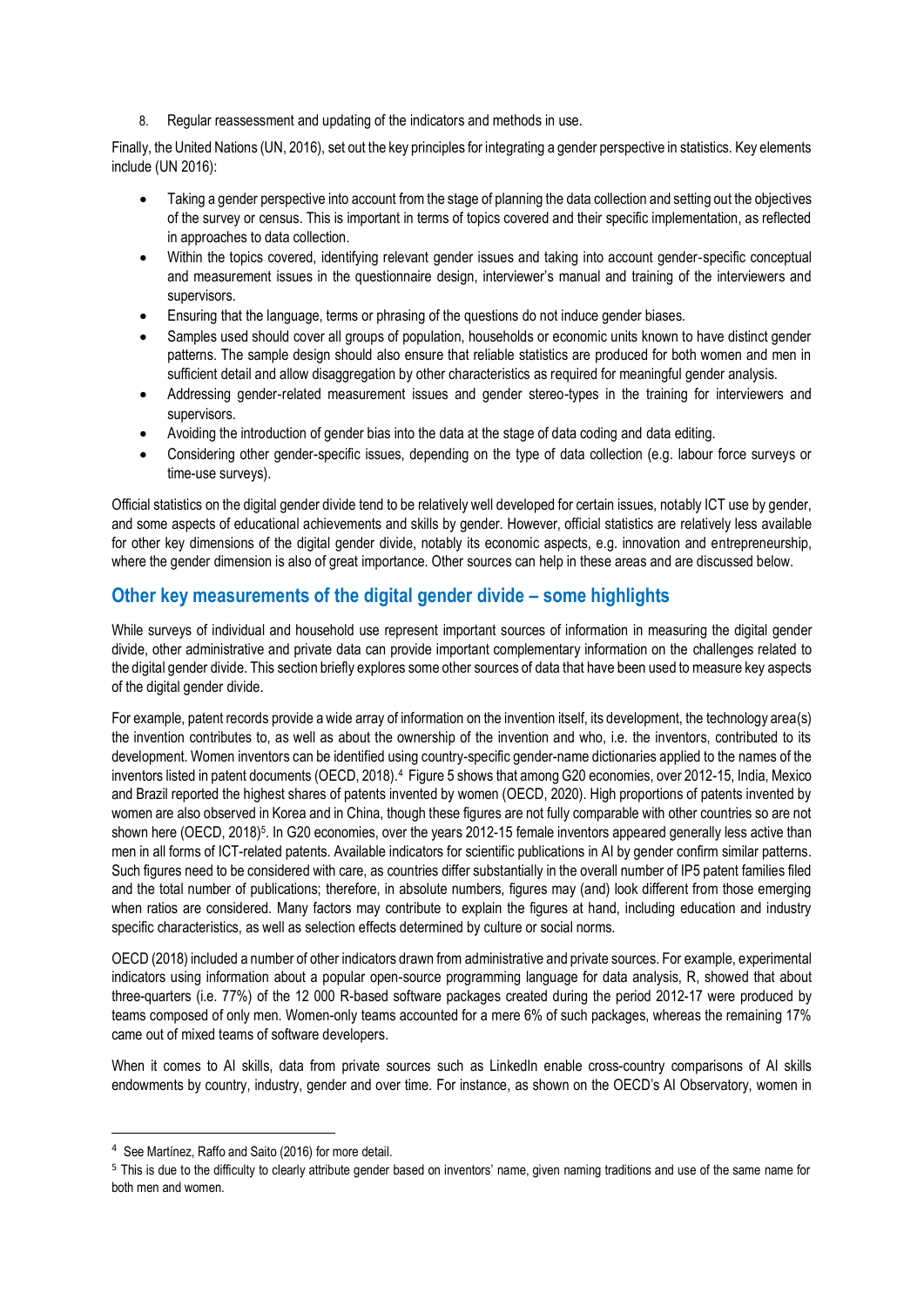8. Regular reassessment and updating of the indicators and methods in use.

Finally, the United Nations (UN, 2016), set out the key principles for integrating a gender perspective in statistics. Key elements include (UN 2016):

- Taking a gender perspective into account from the stage of planning the data collection and setting out the objectives of the survey or census. This is important in terms of topics covered and their specific implementation, as reflected in approaches to data collection.
- Within the topics covered, identifying relevant gender issues and taking into account gender-specific conceptual and measurement issues in the questionnaire design, interviewer's manual and training of the interviewers and supervisors.
- Ensuring that the language, terms or phrasing of the questions do not induce gender biases.
- Samples used should cover all groups of population, households or economic units known to have distinct gender patterns. The sample design should also ensure that reliable statistics are produced for both women and men in sufficient detail and allow disaggregation by other characteristics as required for meaningful gender analysis.
- Addressing gender-related measurement issues and gender stereo-types in the training for interviewers and supervisors.
- Avoiding the introduction of gender bias into the data at the stage of data coding and data editing.
- Considering other gender-specific issues, depending on the type of data collection (e.g. labour force surveys or time-use surveys).

Official statistics on the digital gender divide tend to be relatively well developed for certain issues, notably ICT use by gender, and some aspects of educational achievements and skills by gender. However, official statistics are relatively less available for other key dimensions of the digital gender divide, notably its economic aspects, e.g. innovation and entrepreneurship, where the gender dimension is also of great importance. Other sources can help in these areas and are discussed below.

## Other key measurements of the digital gender divide – some highlights

While surveys of individual and household use represent important sources of information in measuring the digital gender divide, other administrative and private data can provide important complementary information on the challenges related to the digital gender divide. This section briefly explores some other sources of data that have been used to measure key aspects of the digital gender divide.

For example, patent records provide a wide array of information on the invention itself, its development, the technology area(s) the invention contributes to, as well as about the ownership of the invention and who, i.e. the inventors, contributed to its development. Women inventors can be identified using country-specific gender-name dictionaries applied to the names of the inventors listed in patent documents (OECD, 2018).[4] Figure 5 shows that among G20 economies, over 2012-15, India, Mexico and Brazil reported the highest shares of patents invented by women (OECD, 2020). High proportions of patents invented by women are also observed in Korea and in China, though these figures are not fully comparable with other countries so are not shown here (OECD, 2018)[5]. In G20 economies, over the years 2012-15 female inventors appeared generally less active than men in all forms of ICT-related patents. Available indicators for scientific publications in AI by gender confirm similar patterns. Such figures need to be considered with care, as countries differ substantially in the overall number of IP5 patent families filed and the total number of publications; therefore, in absolute numbers, figures may (and) look different from those emerging when ratios are considered. Many factors may contribute to explain the figures at hand, including education and industry specific characteristics, as well as selection effects determined by culture or social norms.

OECD (2018) included a number of other indicators drawn from administrative and private sources. For example, experimental indicators using information about a popular open-source programming language for data analysis, R, showed that about three-quarters (i.e. 77%) of the 12 000 R-based software packages created during the period 2012-17 were produced by teams composed of only men. Women-only teams accounted for a mere 6% of such packages, whereas the remaining 17% came out of mixed teams of software developers.

When it comes to AI skills, data from private sources such as LinkedIn enable cross-country comparisons of AI skills endowments by country, industry, gender and over time. For instance, as shown on the OECD's AI Observatory, women in

[4] See Martínez, Raffo and Saito (2016) for more detail.

[5] This is due to the difficulty to clearly attribute gender based on inventors' name, given naming traditions and use of the same name for both men and women.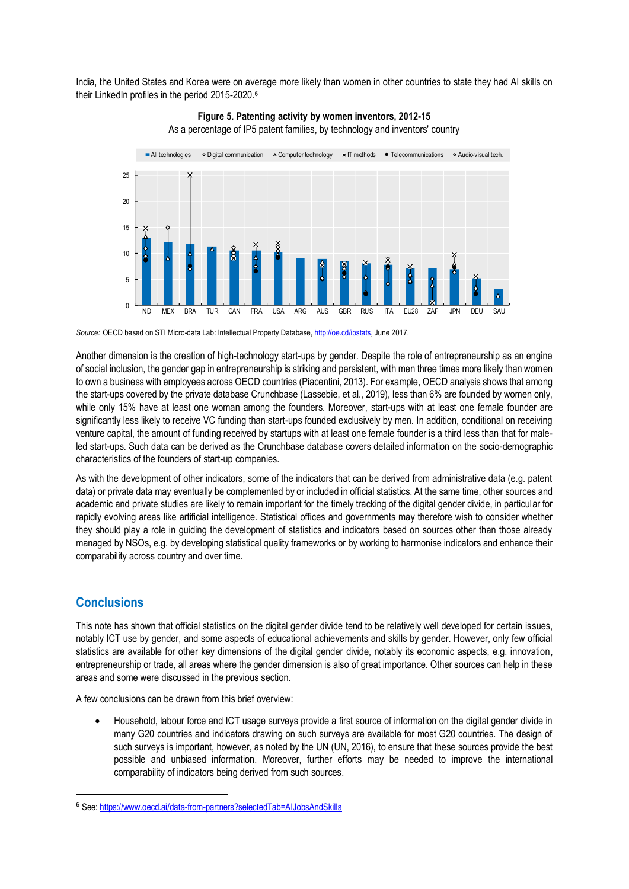India, the United States and Korea were on average more likely than women in other countries to state they had AI skills on their LinkedIn profiles in the period 2015-2020.[6]

**Figure 5. Patenting activity by women inventors, 2012-15**

As a percentage of IP5 patent families, by technology and inventors' country

*Source:* OECD based on STI Micro-data Lab: Intellectual Property Database, http://oe.cd/ipstats, June 2017.

Another dimension is the creation of high-technology start-ups by gender. Despite the role of entrepreneurship as an engine of social inclusion, the gender gap in entrepreneurship is striking and persistent, with men three times more likely than women to own a business with employees across OECD countries (Piacentini, 2013). For example, OECD analysis shows that among the start-ups covered by the private database Crunchbase (Lassebie, et al., 2019), less than 6% are founded by women only, while only 15% have at least one woman among the founders. Moreover, start-ups with at least one female founder are significantly less likely to receive VC funding than start-ups founded exclusively by men. In addition, conditional on receiving venture capital, the amount of funding received by startups with at least one female founder is a third less than that for male-led start-ups. Such data can be derived as the Crunchbase database covers detailed information on the socio-demographic characteristics of the founders of start-up companies.

As with the development of other indicators, some of the indicators that can be derived from administrative data (e.g. patent data) or private data may eventually be complemented by or included in official statistics. At the same time, other sources and academic and private studies are likely to remain important for the timely tracking of the digital gender divide, in particular for rapidly evolving areas like artificial intelligence. Statistical offices and governments may therefore wish to consider whether they should play a role in guiding the development of statistics and indicators based on sources other than those already managed by NSOs, e.g. by developing statistical quality frameworks or by working to harmonise indicators and enhance their comparability across country and over time.

## Conclusions

This note has shown that official statistics on the digital gender divide tend to be relatively well developed for certain issues, notably ICT use by gender, and some aspects of educational achievements and skills by gender. However, only few official statistics are available for other key dimensions of the digital gender divide, notably its economic aspects, e.g. innovation, entrepreneurship or trade, all areas where the gender dimension is also of great importance. Other sources can help in these areas and some were discussed in the previous section.

A few conclusions can be drawn from this brief overview:

- Household, labour force and ICT usage surveys provide a first source of information on the digital gender divide in many G20 countries and indicators drawing on such surveys are available for most G20 countries. The design of such surveys is important, however, as noted by the UN (UN, 2016), to ensure that these sources provide the best possible and unbiased information. Moreover, further efforts may be needed to improve the international comparability of indicators being derived from such sources.

[6] See: https://www.oecd.ai/data-from-partners?selectedTab=AIJobsAndSkills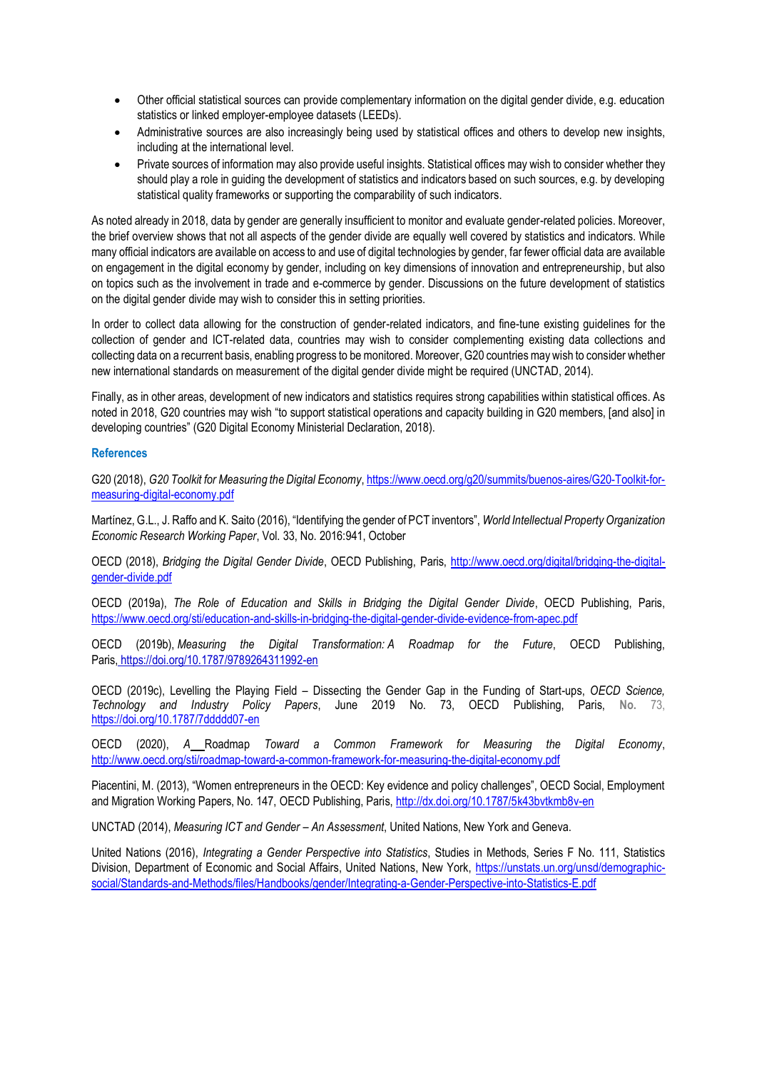- Other official statistical sources can provide complementary information on the digital gender divide, e.g. education statistics or linked employer-employee datasets (LEEDs).
- Administrative sources are also increasingly being used by statistical offices and others to develop new insights, including at the international level.
- Private sources of information may also provide useful insights. Statistical offices may wish to consider whether they should play a role in guiding the development of statistics and indicators based on such sources, e.g. by developing statistical quality frameworks or supporting the comparability of such indicators.

As noted already in 2018, data by gender are generally insufficient to monitor and evaluate gender-related policies. Moreover, the brief overview shows that not all aspects of the gender divide are equally well covered by statistics and indicators. While many official indicators are available on access to and use of digital technologies by gender, far fewer official data are available on engagement in the digital economy by gender, including on key dimensions of innovation and entrepreneurship, but also on topics such as the involvement in trade and e-commerce by gender. Discussions on the future development of statistics on the digital gender divide may wish to consider this in setting priorities.

In order to collect data allowing for the construction of gender-related indicators, and fine-tune existing guidelines for the collection of gender and ICT-related data, countries may wish to consider complementing existing data collections and collecting data on a recurrent basis, enabling progress to be monitored. Moreover, G20 countries may wish to consider whether new international standards on measurement of the digital gender divide might be required (UNCTAD, 2014).

Finally, as in other areas, development of new indicators and statistics requires strong capabilities within statistical offices. As noted in 2018, G20 countries may wish "to support statistical operations and capacity building in G20 members, [and also] in developing countries" (G20 Digital Economy Ministerial Declaration, 2018).

## References

G20 (2018), *G20 Toolkit for Measuring the Digital Economy*, https://www.oecd.org/g20/summits/buenos-aires/G20-Toolkit-for-measuring-digital-economy.pdf

Martínez, G.L., J. Raffo and K. Saito (2016), "Identifying the gender of PCT inventors", *World Intellectual Property Organization Economic Research Working Paper*, Vol. 33, No. 2016:941, October

OECD (2018), *Bridging the Digital Gender Divide*, OECD Publishing, Paris, http://www.oecd.org/digital/bridging-the-digital-gender-divide.pdf

OECD (2019a), *The Role of Education and Skills in Bridging the Digital Gender Divide*, OECD Publishing, Paris, https://www.oecd.org/sti/education-and-skills-in-bridging-the-digital-gender-divide-evidence-from-apec.pdf

OECD (2019b), *Measuring the Digital Transformation: A Roadmap for the Future*, OECD Publishing, Paris, https://doi.org/10.1787/9789264311992-en

OECD (2019c), Levelling the Playing Field – Dissecting the Gender Gap in the Funding of Start-ups, *OECD Science, Technology and Industry Policy Papers*, June 2019 No. 73, OECD Publishing, Paris, **No.** 73, https://doi.org/10.1787/7ddddd07-en

OECD (2020), *A* Roadmap *Toward a Common Framework for Measuring the Digital Economy*, http://www.oecd.org/sti/roadmap-toward-a-common-framework-for-measuring-the-digital-economy.pdf

Piacentini, M. (2013), "Women entrepreneurs in the OECD: Key evidence and policy challenges", OECD Social, Employment and Migration Working Papers, No. 147, OECD Publishing, Paris, http://dx.doi.org/10.1787/5k43bvtkmb8v-en

UNCTAD (2014), *Measuring ICT and Gender – An Assessment*, United Nations, New York and Geneva.

United Nations (2016), *Integrating a Gender Perspective into Statistics*, Studies in Methods, Series F No. 111, Statistics Division, Department of Economic and Social Affairs, United Nations, New York, https://unstats.un.org/unsd/demographic-social/Standards-and-Methods/files/Handbooks/gender/Integrating-a-Gender-Perspective-into-Statistics-E.pdf